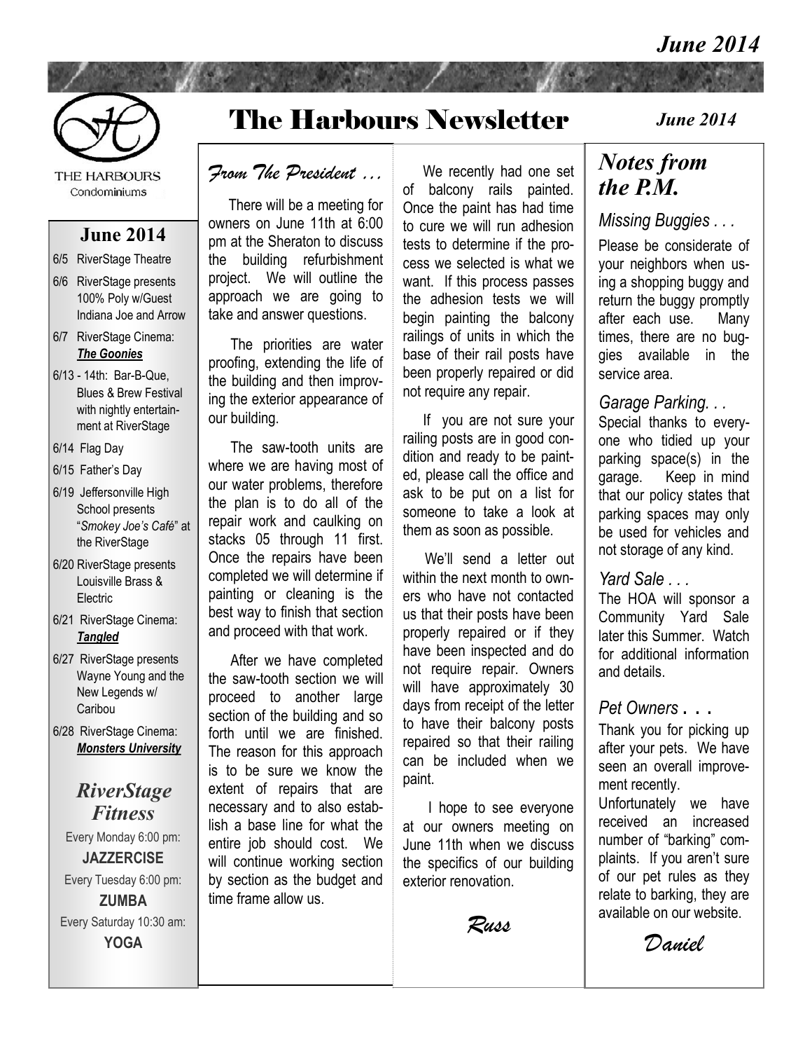# The Harbours Newsletter

*June 2014*

THE HARBOURS
Condominiums

## June 2014

- 6/5 RiverStage Theatre
- 6/6 RiverStage presents 100% Poly w/Guest Indiana Joe and Arrow
- 6/7 RiverStage Cinema: ***The Goonies***
- 6/13 - 14th: Bar-B-Que, Blues & Brew Festival with nightly entertainment at RiverStage
- 6/14 Flag Day
- 6/15 Father's Day
- 6/19 Jeffersonville High School presents "*Smokey Joe's Café*" at the RiverStage
- 6/20 RiverStage presents Louisville Brass & Electric
- 6/21 RiverStage Cinema: ***Tangled***
- 6/27 RiverStage presents Wayne Young and the New Legends w/ Caribou
- 6/28 RiverStage Cinema: ***Monsters University***

### *RiverStage Fitness*

Every Monday 6:00 pm:
**JAZZERCISE**

Every Tuesday 6:00 pm:
**ZUMBA**

Every Saturday 10:30 am:
**YOGA**

## *From The President …*

There will be a meeting for owners on June 11th at 6:00 pm at the Sheraton to discuss the building refurbishment project. We will outline the approach we are going to take and answer questions.

The priorities are water proofing, extending the life of the building and then improving the exterior appearance of our building.

The saw-tooth units are where we are having most of our water problems, therefore the plan is to do all of the repair work and caulking on stacks 05 through 11 first. Once the repairs have been completed we will determine if painting or cleaning is the best way to finish that section and proceed with that work.

After we have completed the saw-tooth section we will proceed to another large section of the building and so forth until we are finished. The reason for this approach is to be sure we know the extent of repairs that are necessary and to also establish a base line for what the entire job should cost. We will continue working section by section as the budget and time frame allow us.

We recently had one set of balcony rails painted. Once the paint has had time to cure we will run adhesion tests to determine if the process we selected is what we want. If this process passes the adhesion tests we will begin painting the balcony railings of units in which the base of their rail posts have been properly repaired or did not require any repair.

If you are not sure your railing posts are in good condition and ready to be painted, please call the office and ask to be put on a list for someone to take a look at them as soon as possible.

We'll send a letter out within the next month to owners who have not contacted us that their posts have been properly repaired or if they have been inspected and do not require repair. Owners will have approximately 30 days from receipt of the letter to have their balcony posts repaired so that their railing can be included when we paint.

I hope to see everyone at our owners meeting on June 11th when we discuss the specifics of our building exterior renovation.

*Russ*

## *Notes from the P.M.*

### *Missing Buggies . . .*

Please be considerate of your neighbors when using a shopping buggy and return the buggy promptly after each use. Many times, there are no buggies available in the service area.

### *Garage Parking. . .*

Special thanks to everyone who tidied up your parking space(s) in the garage. Keep in mind that our policy states that parking spaces may only be used for vehicles and not storage of any kind.

### *Yard Sale . . .*

The HOA will sponsor a Community Yard Sale later this Summer. Watch for additional information and details.

### *Pet Owners . . .*

Thank you for picking up after your pets. We have seen an overall improvement recently.

Unfortunately we have received an increased number of "barking" complaints. If you aren't sure of our pet rules as they relate to barking, they are available on our website.

*Daniel*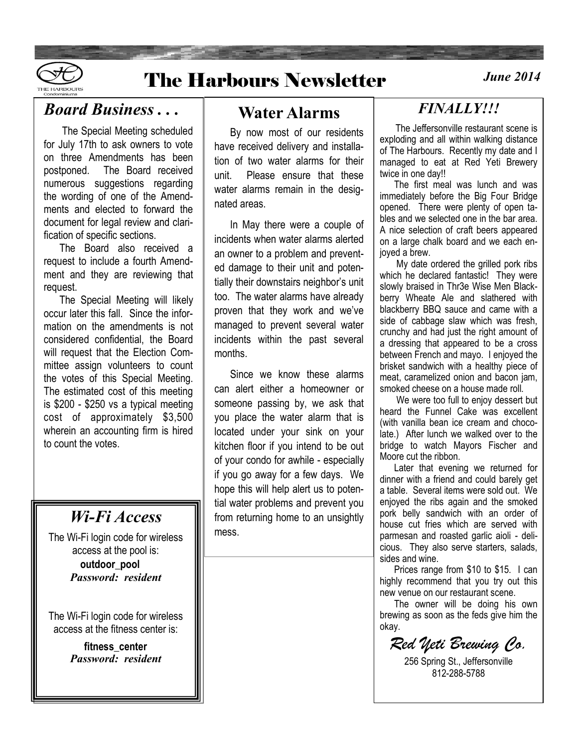# The Harbours Newsletter

*June 2014*

## *Board Business . . .*

The Special Meeting scheduled for July 17th to ask owners to vote on three Amendments has been postponed. The Board received numerous suggestions regarding the wording of one of the Amendments and elected to forward the document for legal review and clarification of specific sections.

The Board also received a request to include a fourth Amendment and they are reviewing that request.

The Special Meeting will likely occur later this fall. Since the information on the amendments is not considered confidential, the Board will request that the Election Committee assign volunteers to count the votes of this Special Meeting. The estimated cost of this meeting is $200 - $250 vs a typical meeting cost of approximately $3,500 wherein an accounting firm is hired to count the votes.

## *Wi-Fi Access*

The Wi-Fi login code for wireless access at the pool is:

**outdoor_pool**
***Password: resident***

The Wi-Fi login code for wireless access at the fitness center is:

**fitness_center**
***Password: resident***

## Water Alarms

By now most of our residents have received delivery and installation of two water alarms for their unit. Please ensure that these water alarms remain in the designated areas.

In May there were a couple of incidents when water alarms alerted an owner to a problem and prevented damage to their unit and potentially their downstairs neighbor's unit too. The water alarms have already proven that they work and we've managed to prevent several water incidents within the past several months.

Since we know these alarms can alert either a homeowner or someone passing by, we ask that you place the water alarm that is located under your sink on your kitchen floor if you intend to be out of your condo for awhile - especially if you go away for a few days. We hope this will help alert us to potential water problems and prevent you from returning home to an unsightly mess.

## *FINALLY!!!*

The Jeffersonville restaurant scene is exploding and all within walking distance of The Harbours. Recently my date and I managed to eat at Red Yeti Brewery twice in one day!!

The first meal was lunch and was immediately before the Big Four Bridge opened. There were plenty of open tables and we selected one in the bar area. A nice selection of craft beers appeared on a large chalk board and we each enjoyed a brew.

My date ordered the grilled pork ribs which he declared fantastic! They were slowly braised in Thr3e Wise Men Blackberry Wheate Ale and slathered with blackberry BBQ sauce and came with a side of cabbage slaw which was fresh, crunchy and had just the right amount of a dressing that appeared to be a cross between French and mayo. I enjoyed the brisket sandwich with a healthy piece of meat, caramelized onion and bacon jam, smoked cheese on a house made roll.

We were too full to enjoy dessert but heard the Funnel Cake was excellent (with vanilla bean ice cream and chocolate.) After lunch we walked over to the bridge to watch Mayors Fischer and Moore cut the ribbon.

Later that evening we returned for dinner with a friend and could barely get a table. Several items were sold out. We enjoyed the ribs again and the smoked pork belly sandwich with an order of house cut fries which are served with parmesan and roasted garlic aioli - delicious. They also serve starters, salads, sides and wine.

Prices range from $10 to $15. I can highly recommend that you try out this new venue on our restaurant scene.

The owner will be doing his own brewing as soon as the feds give him the okay.

*Red Yeti Brewing Co.*

256 Spring St., Jeffersonville
812-288-5788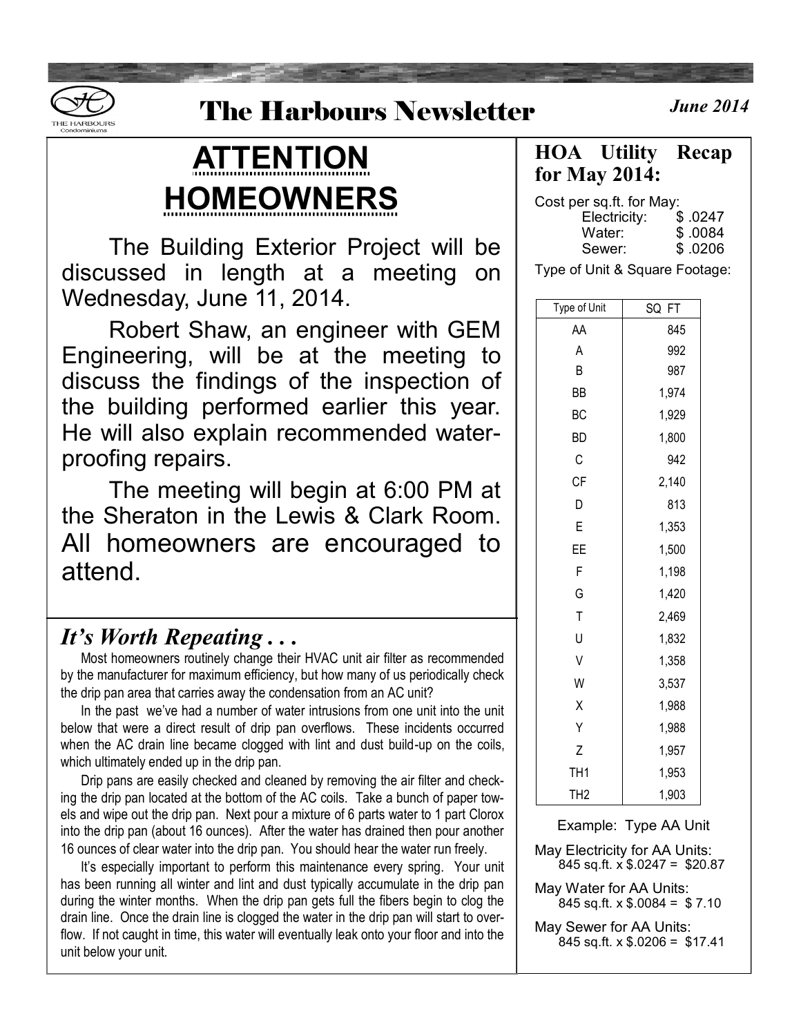# The Harbours Newsletter

*June 2014*

## ATTENTION HOMEOWNERS

The Building Exterior Project will be discussed in length at a meeting on Wednesday, June 11, 2014.

Robert Shaw, an engineer with GEM Engineering, will be at the meeting to discuss the findings of the inspection of the building performed earlier this year. He will also explain recommended water-proofing repairs.

The meeting will begin at 6:00 PM at the Sheraton in the Lewis & Clark Room. All homeowners are encouraged to attend.

## *It's Worth Repeating . . .*

Most homeowners routinely change their HVAC unit air filter as recommended by the manufacturer for maximum efficiency, but how many of us periodically check the drip pan area that carries away the condensation from an AC unit?

In the past we've had a number of water intrusions from one unit into the unit below that were a direct result of drip pan overflows. These incidents occurred when the AC drain line became clogged with lint and dust build-up on the coils, which ultimately ended up in the drip pan.

Drip pans are easily checked and cleaned by removing the air filter and checking the drip pan located at the bottom of the AC coils. Take a bunch of paper towels and wipe out the drip pan. Next pour a mixture of 6 parts water to 1 part Clorox into the drip pan (about 16 ounces). After the water has drained then pour another 16 ounces of clear water into the drip pan. You should hear the water run freely.

It's especially important to perform this maintenance every spring. Your unit has been running all winter and lint and dust typically accumulate in the drip pan during the winter months. When the drip pan gets full the fibers begin to clog the drain line. Once the drain line is clogged the water in the drip pan will start to overflow. If not caught in time, this water will eventually leak onto your floor and into the unit below your unit.

## HOA Utility Recap for May 2014:

Cost per sq.ft. for May:

| | |
|---|---|
| Electricity: | $ .0247 |
| Water: | $ .0084 |
| Sewer: | $ .0206 |

Type of Unit & Square Footage:

| Type of Unit | SQ FT |
|---|---|
| AA | 845 |
| A | 992 |
| B | 987 |
| BB | 1,974 |
| BC | 1,929 |
| BD | 1,800 |
| C | 942 |
| CF | 2,140 |
| D | 813 |
| E | 1,353 |
| EE | 1,500 |
| F | 1,198 |
| G | 1,420 |
| T | 2,469 |
| U | 1,832 |
| V | 1,358 |
| W | 3,537 |
| X | 1,988 |
| Y | 1,988 |
| Z | 1,957 |
| TH1 | 1,953 |
| TH2 | 1,903 |

Example: Type AA Unit

May Electricity for AA Units:
845 sq.ft. x $.0247 = $20.87

May Water for AA Units:
845 sq.ft. x $.0084 = $ 7.10

May Sewer for AA Units:
845 sq.ft. x $.0206 = $17.41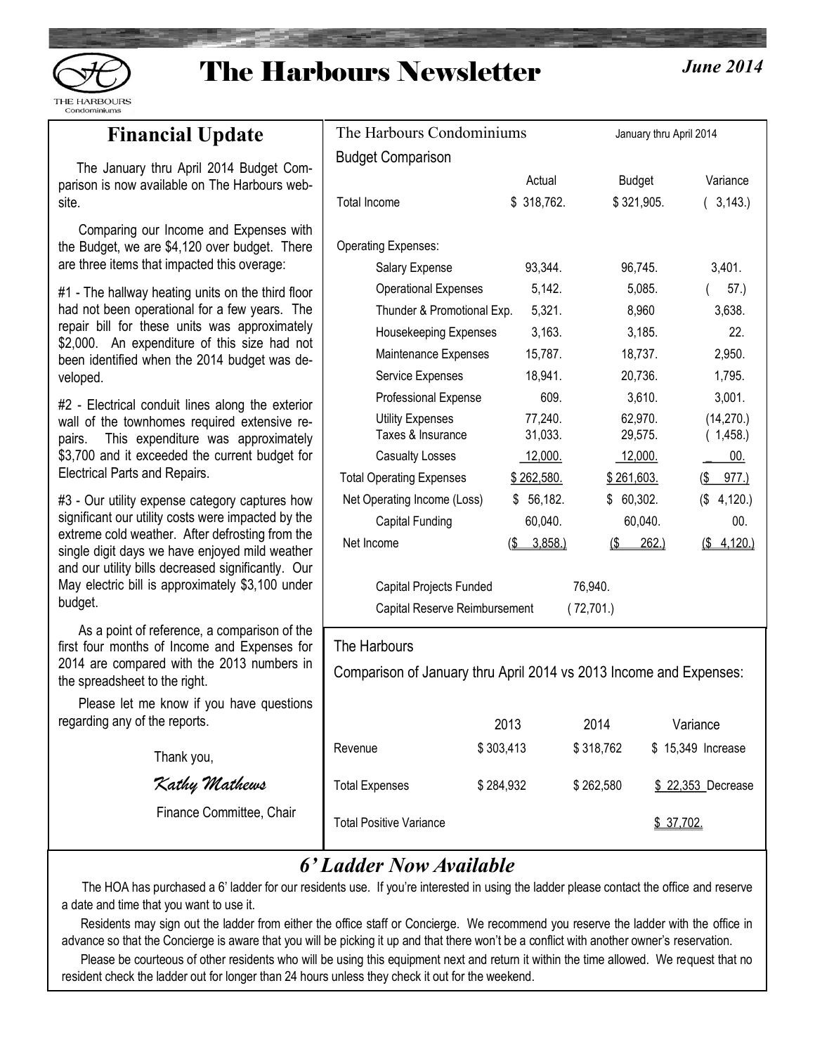# The Harbours Newsletter

*June 2014*

## Financial Update

The January thru April 2014 Budget Comparison is now available on The Harbours website.

Comparing our Income and Expenses with the Budget, we are $4,120 over budget. There are three items that impacted this overage:

#1 - The hallway heating units on the third floor had not been operational for a few years. The repair bill for these units was approximately $2,000. An expenditure of this size had not been identified when the 2014 budget was developed.

#2 - Electrical conduit lines along the exterior wall of the townhomes required extensive repairs. This expenditure was approximately $3,700 and it exceeded the current budget for Electrical Parts and Repairs.

#3 - Our utility expense category captures how significant our utility costs were impacted by the extreme cold weather. After defrosting from the single digit days we have enjoyed mild weather and our utility bills decreased significantly. Our May electric bill is approximately $3,100 under budget.

As a point of reference, a comparison of the first four months of Income and Expenses for 2014 are compared with the 2013 numbers in the spreadsheet to the right.

Please let me know if you have questions regarding any of the reports.

Thank you,

*Kathy Mathews*

Finance Committee, Chair

The Harbours Condominiums — January thru April 2014

Budget Comparison

| | Actual | Budget | Variance |
|---|---|---|---|
| Total Income | $ 318,762. | $ 321,905. | ( 3,143.) |
| Operating Expenses: | | | |
| Salary Expense | 93,344. | 96,745. | 3,401. |
| Operational Expenses | 5,142. | 5,085. | ( 57.) |
| Thunder & Promotional Exp. | 5,321. | 8,960 | 3,638. |
| Housekeeping Expenses | 3,163. | 3,185. | 22. |
| Maintenance Expenses | 15,787. | 18,737. | 2,950. |
| Service Expenses | 18,941. | 20,736. | 1,795. |
| Professional Expense | 609. | 3,610. | 3,001. |
| Utility Expenses | 77,240. | 62,970. | (14,270.) |
| Taxes & Insurance | 31,033. | 29,575. | ( 1,458.) |
| Casualty Losses | 12,000. | 12,000. | 00. |
| Total Operating Expenses | $ 262,580. | $ 261,603. | ($ 977.) |
| Net Operating Income (Loss) | $ 56,182. | $ 60,302. | ($ 4,120.) |
| Capital Funding | 60,040. | 60,040. | 00. |
| Net Income | ($ 3,858.) | ($ 262.) | ($ 4,120.) |

| | |
|---|---|
| Capital Projects Funded | 76,940. |
| Capital Reserve Reimbursement | (72,701.) |

The Harbours

Comparison of January thru April 2014 vs 2013 Income and Expenses:

| | 2013 | 2014 | Variance |
|---|---|---|---|
| Revenue | $ 303,413 | $ 318,762 | $ 15,349 Increase |
| Total Expenses | $ 284,932 | $ 262,580 | $ 22,353 Decrease |
| Total Positive Variance | | | $ 37,702. |

## *6' Ladder Now Available*

The HOA has purchased a 6' ladder for our residents use. If you're interested in using the ladder please contact the office and reserve a date and time that you want to use it.

Residents may sign out the ladder from either the office staff or Concierge. We recommend you reserve the ladder with the office in advance so that the Concierge is aware that you will be picking it up and that there won't be a conflict with another owner's reservation.

Please be courteous of other residents who will be using this equipment next and return it within the time allowed. We request that no resident check the ladder out for longer than 24 hours unless they check it out for the weekend.